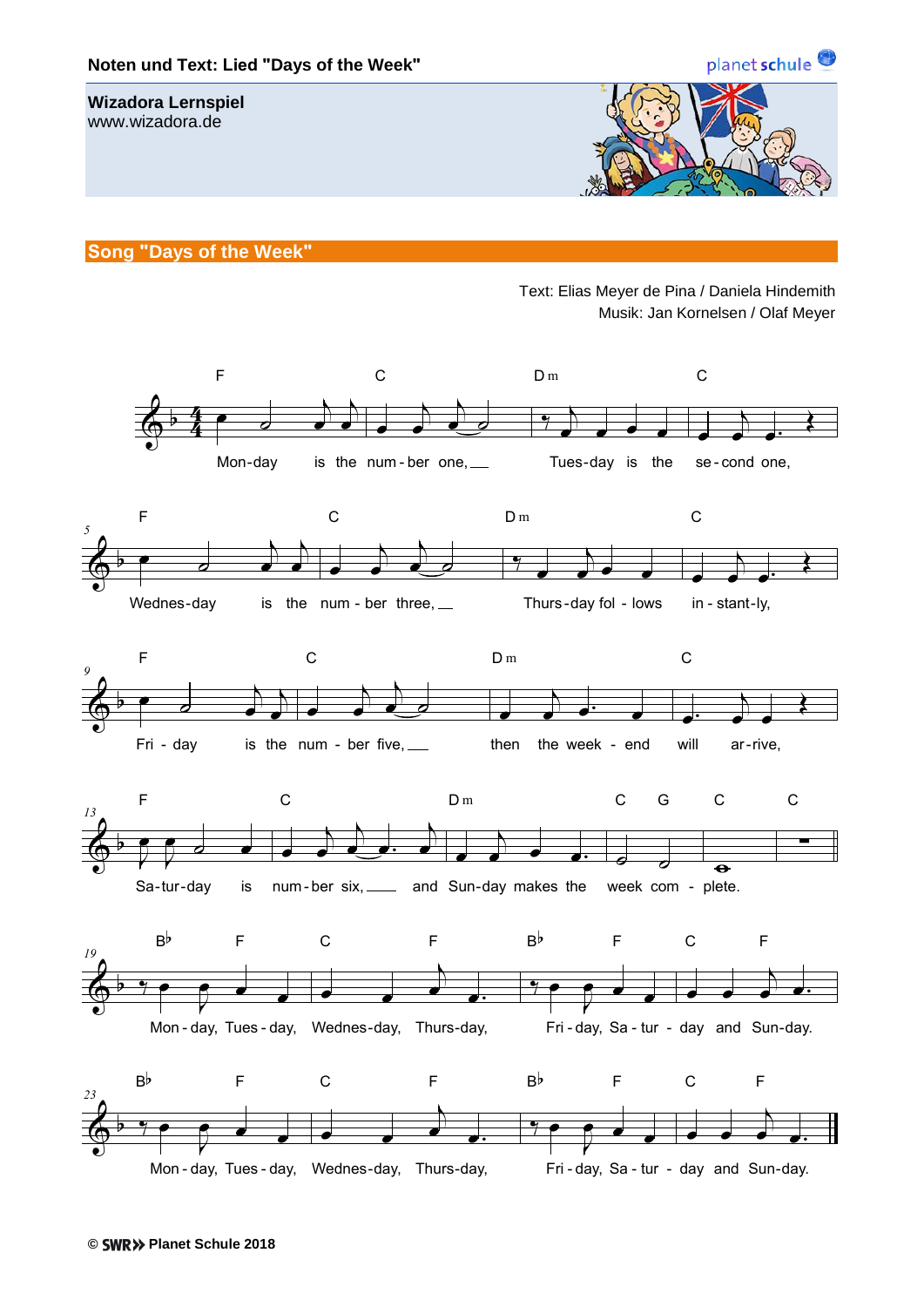**Noten und Text: Lied "Days of the Week"**

planet schule

**Wizadora Lernspiel**
www.wizadora.de

## Song "Days of the Week"

Text: Elias Meyer de Pina / Daniela Hindemith
Musik: Jan Kornelsen / Olaf Meyer

F C Dm C
Mon-day is the num-ber one, Tues-day is the se-cond one,

F C Dm C
Wednes-day is the num-ber three, Thurs-day fol-lows in-stant-ly,

F C Dm C
Fri-day is the num-ber five, then the week-end will ar-rive,

F C Dm C G C C
Sa-tur-day is num-ber six, and Sun-day makes the week com-plete.

B♭ F C F B♭ F C F
Mon-day, Tues-day, Wednes-day, Thurs-day, Fri-day, Sa-tur-day and Sun-day.

B♭ F C F B♭ F C F
Mon-day, Tues-day, Wednes-day, Thurs-day, Fri-day, Sa-tur-day and Sun-day.

© SWR Planet Schule 2018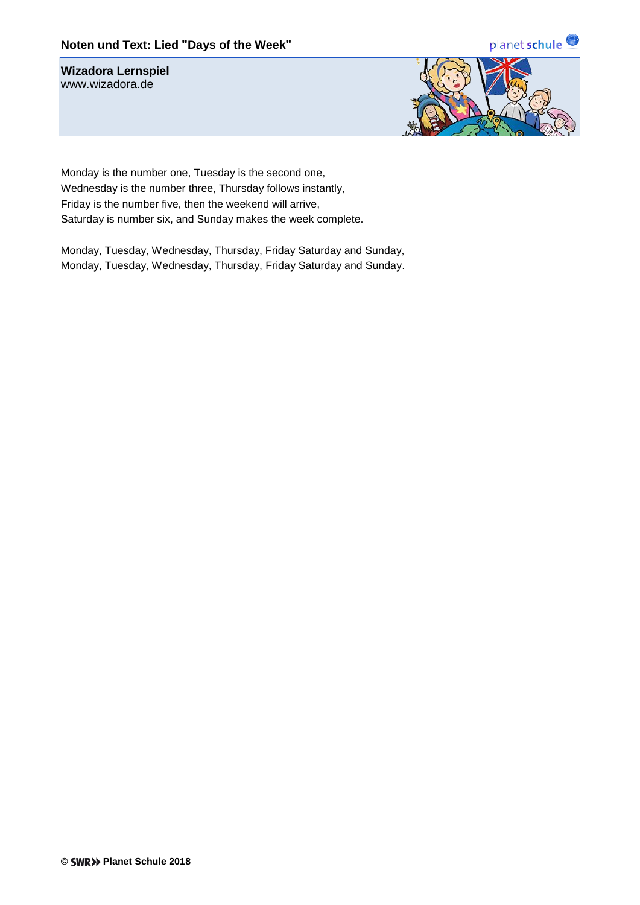## Noten und Text: Lied "Days of the Week"

**Wizadora Lernspiel**
www.wizadora.de

Monday is the number one, Tuesday is the second one,
Wednesday is the number three, Thursday follows instantly,
Friday is the number five, then the weekend will arrive,
Saturday is number six, and Sunday makes the week complete.

Monday, Tuesday, Wednesday, Thursday, Friday Saturday and Sunday,
Monday, Tuesday, Wednesday, Thursday, Friday Saturday and Sunday.

**© SWR Planet Schule 2018**